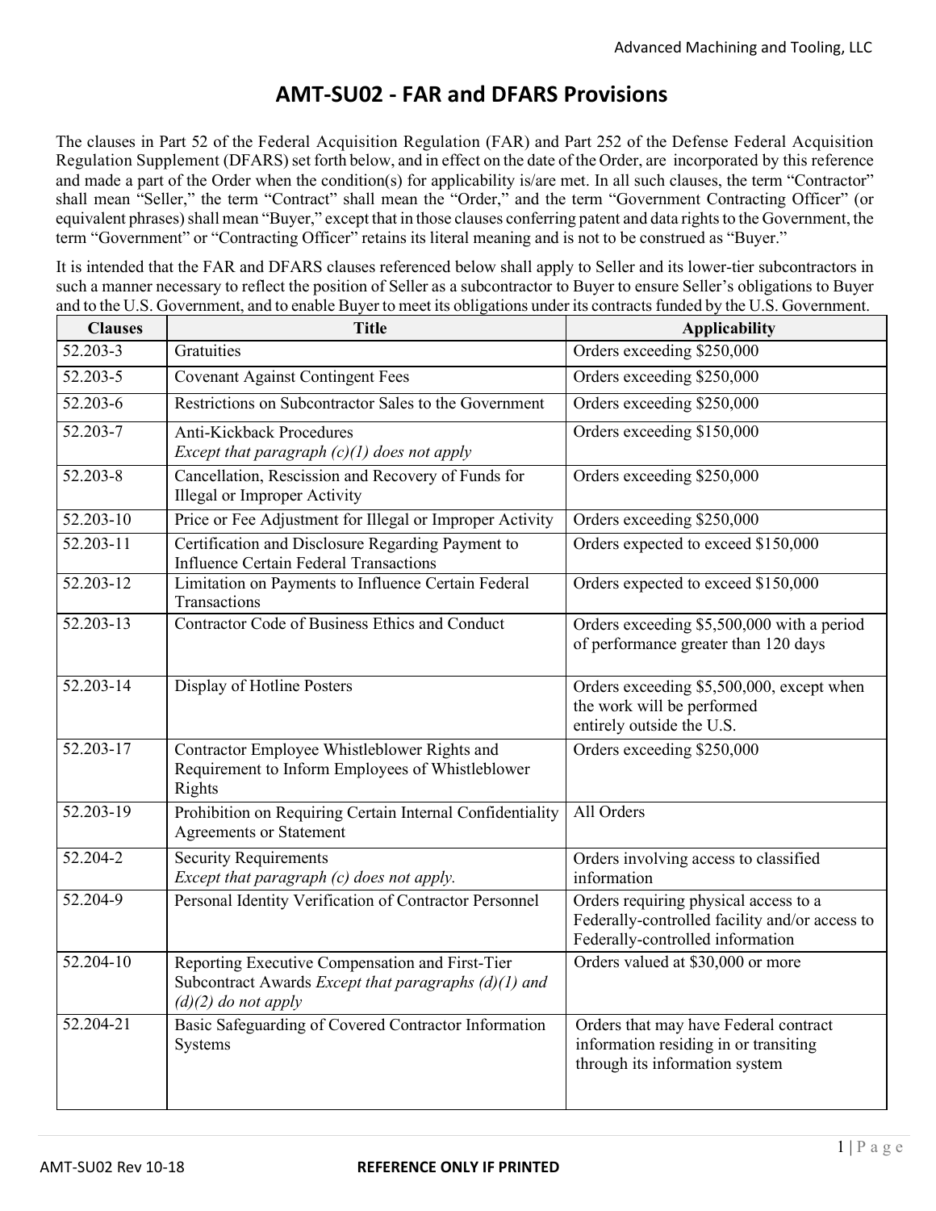# AMT-SU02 - FAR and DFARS Provisions

The clauses in Part 52 of the Federal Acquisition Regulation (FAR) and Part 252 of the Defense Federal Acquisition Regulation Supplement (DFARS) set forth below, and in effect on the date of the Order, are incorporated by this reference and made a part of the Order when the condition(s) for applicability is/are met. In all such clauses, the term "Contractor" shall mean "Seller," the term "Contract" shall mean the "Order," and the term "Government Contracting Officer" (or equivalent phrases) shall mean "Buyer," except that in those clauses conferring patent and data rights to the Government, the term "Government" or "Contracting Officer" retains its literal meaning and is not to be construed as "Buyer."

It is intended that the FAR and DFARS clauses referenced below shall apply to Seller and its lower-tier subcontractors in such a manner necessary to reflect the position of Seller as a subcontractor to Buyer to ensure Seller's obligations to Buyer and to the U.S. Government, and to enable Buyer to meet its obligations under its contracts funded by the U.S. Government.

| Clauses | Title | Applicability |
|---|---|---|
| 52.203-3 | Gratuities | Orders exceeding $250,000 |
| 52.203-5 | Covenant Against Contingent Fees | Orders exceeding $250,000 |
| 52.203-6 | Restrictions on Subcontractor Sales to the Government | Orders exceeding $250,000 |
| 52.203-7 | Anti-Kickback Procedures *Except that paragraph (c)(1) does not apply* | Orders exceeding $150,000 |
| 52.203-8 | Cancellation, Rescission and Recovery of Funds for Illegal or Improper Activity | Orders exceeding $250,000 |
| 52.203-10 | Price or Fee Adjustment for Illegal or Improper Activity | Orders exceeding $250,000 |
| 52.203-11 | Certification and Disclosure Regarding Payment to Influence Certain Federal Transactions | Orders expected to exceed $150,000 |
| 52.203-12 | Limitation on Payments to Influence Certain Federal Transactions | Orders expected to exceed $150,000 |
| 52.203-13 | Contractor Code of Business Ethics and Conduct | Orders exceeding $5,500,000 with a period of performance greater than 120 days |
| 52.203-14 | Display of Hotline Posters | Orders exceeding $5,500,000, except when the work will be performed entirely outside the U.S. |
| 52.203-17 | Contractor Employee Whistleblower Rights and Requirement to Inform Employees of Whistleblower Rights | Orders exceeding $250,000 |
| 52.203-19 | Prohibition on Requiring Certain Internal Confidentiality Agreements or Statement | All Orders |
| 52.204-2 | Security Requirements *Except that paragraph (c) does not apply.* | Orders involving access to classified information |
| 52.204-9 | Personal Identity Verification of Contractor Personnel | Orders requiring physical access to a Federally-controlled facility and/or access to Federally-controlled information |
| 52.204-10 | Reporting Executive Compensation and First-Tier Subcontract Awards *Except that paragraphs (d)(1) and (d)(2) do not apply* | Orders valued at $30,000 or more |
| 52.204-21 | Basic Safeguarding of Covered Contractor Information Systems | Orders that may have Federal contract information residing in or transiting through its information system |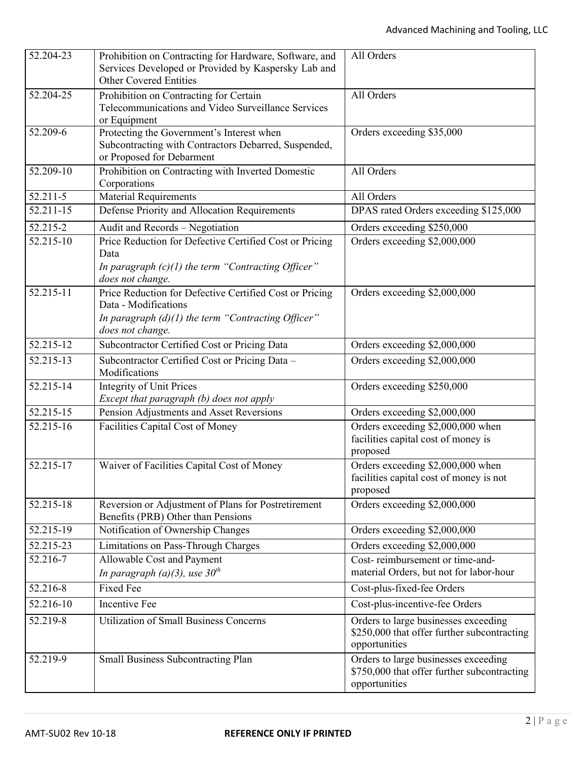| | | |
|---|---|---|
| 52.204-23 | Prohibition on Contracting for Hardware, Software, and Services Developed or Provided by Kaspersky Lab and Other Covered Entities | All Orders |
| 52.204-25 | Prohibition on Contracting for Certain Telecommunications and Video Surveillance Services or Equipment | All Orders |
| 52.209-6 | Protecting the Government's Interest when Subcontracting with Contractors Debarred, Suspended, or Proposed for Debarment | Orders exceeding $35,000 |
| 52.209-10 | Prohibition on Contracting with Inverted Domestic Corporations | All Orders |
| 52.211-5 | Material Requirements | All Orders |
| 52.211-15 | Defense Priority and Allocation Requirements | DPAS rated Orders exceeding $125,000 |
| 52.215-2 | Audit and Records – Negotiation | Orders exceeding $250,000 |
| 52.215-10 | Price Reduction for Defective Certified Cost or Pricing Data<br>*In paragraph (c)(1) the term "Contracting Officer" does not change.* | Orders exceeding $2,000,000 |
| 52.215-11 | Price Reduction for Defective Certified Cost or Pricing Data - Modifications<br>*In paragraph (d)(1) the term "Contracting Officer" does not change.* | Orders exceeding $2,000,000 |
| 52.215-12 | Subcontractor Certified Cost or Pricing Data | Orders exceeding $2,000,000 |
| 52.215-13 | Subcontractor Certified Cost or Pricing Data – Modifications | Orders exceeding $2,000,000 |
| 52.215-14 | Integrity of Unit Prices<br>*Except that paragraph (b) does not apply* | Orders exceeding $250,000 |
| 52.215-15 | Pension Adjustments and Asset Reversions | Orders exceeding $2,000,000 |
| 52.215-16 | Facilities Capital Cost of Money | Orders exceeding $2,000,000 when facilities capital cost of money is proposed |
| 52.215-17 | Waiver of Facilities Capital Cost of Money | Orders exceeding $2,000,000 when facilities capital cost of money is not proposed |
| 52.215-18 | Reversion or Adjustment of Plans for Postretirement Benefits (PRB) Other than Pensions | Orders exceeding $2,000,000 |
| 52.215-19 | Notification of Ownership Changes | Orders exceeding $2,000,000 |
| 52.215-23 | Limitations on Pass-Through Charges | Orders exceeding $2,000,000 |
| 52.216-7 | Allowable Cost and Payment<br>*In paragraph (a)(3), use 30th* | Cost- reimbursement or time-and-material Orders, but not for labor-hour |
| 52.216-8 | Fixed Fee | Cost-plus-fixed-fee Orders |
| 52.216-10 | Incentive Fee | Cost-plus-incentive-fee Orders |
| 52.219-8 | Utilization of Small Business Concerns | Orders to large businesses exceeding $250,000 that offer further subcontracting opportunities |
| 52.219-9 | Small Business Subcontracting Plan | Orders to large businesses exceeding $750,000 that offer further subcontracting opportunities |

AMT-SU02 Rev 10-18 **REFERENCE ONLY IF PRINTED**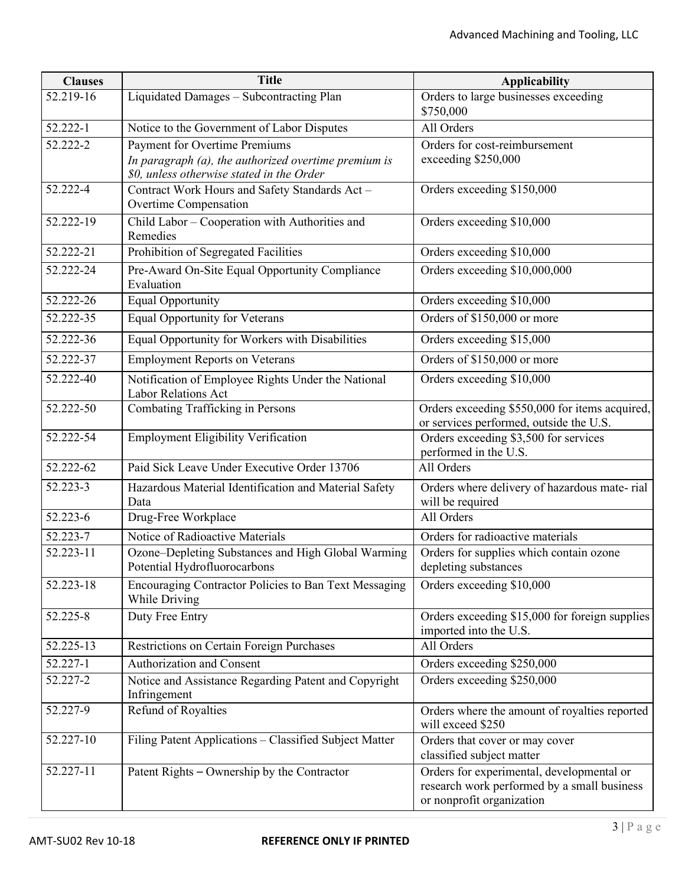| Clauses | Title | Applicability |
|---|---|---|
| 52.219-16 | Liquidated Damages – Subcontracting Plan | Orders to large businesses exceeding $750,000 |
| 52.222-1 | Notice to the Government of Labor Disputes | All Orders |
| 52.222-2 | Payment for Overtime Premiums *In paragraph (a), the authorized overtime premium is $0, unless otherwise stated in the Order* | Orders for cost-reimbursement exceeding $250,000 |
| 52.222-4 | Contract Work Hours and Safety Standards Act – Overtime Compensation | Orders exceeding $150,000 |
| 52.222-19 | Child Labor – Cooperation with Authorities and Remedies | Orders exceeding $10,000 |
| 52.222-21 | Prohibition of Segregated Facilities | Orders exceeding $10,000 |
| 52.222-24 | Pre-Award On-Site Equal Opportunity Compliance Evaluation | Orders exceeding $10,000,000 |
| 52.222-26 | Equal Opportunity | Orders exceeding $10,000 |
| 52.222-35 | Equal Opportunity for Veterans | Orders of $150,000 or more |
| 52.222-36 | Equal Opportunity for Workers with Disabilities | Orders exceeding $15,000 |
| 52.222-37 | Employment Reports on Veterans | Orders of $150,000 or more |
| 52.222-40 | Notification of Employee Rights Under the National Labor Relations Act | Orders exceeding $10,000 |
| 52.222-50 | Combating Trafficking in Persons | Orders exceeding $550,000 for items acquired, or services performed, outside the U.S. |
| 52.222-54 | Employment Eligibility Verification | Orders exceeding $3,500 for services performed in the U.S. |
| 52.222-62 | Paid Sick Leave Under Executive Order 13706 | All Orders |
| 52.223-3 | Hazardous Material Identification and Material Safety Data | Orders where delivery of hazardous mate- rial will be required |
| 52.223-6 | Drug-Free Workplace | All Orders |
| 52.223-7 | Notice of Radioactive Materials | Orders for radioactive materials |
| 52.223-11 | Ozone–Depleting Substances and High Global Warming Potential Hydrofluorocarbons | Orders for supplies which contain ozone depleting substances |
| 52.223-18 | Encouraging Contractor Policies to Ban Text Messaging While Driving | Orders exceeding $10,000 |
| 52.225-8 | Duty Free Entry | Orders exceeding $15,000 for foreign supplies imported into the U.S. |
| 52.225-13 | Restrictions on Certain Foreign Purchases | All Orders |
| 52.227-1 | Authorization and Consent | Orders exceeding $250,000 |
| 52.227-2 | Notice and Assistance Regarding Patent and Copyright Infringement | Orders exceeding $250,000 |
| 52.227-9 | Refund of Royalties | Orders where the amount of royalties reported will exceed $250 |
| 52.227-10 | Filing Patent Applications – Classified Subject Matter | Orders that cover or may cover classified subject matter |
| 52.227-11 | Patent Rights – Ownership by the Contractor | Orders for experimental, developmental or research work performed by a small business or nonprofit organization |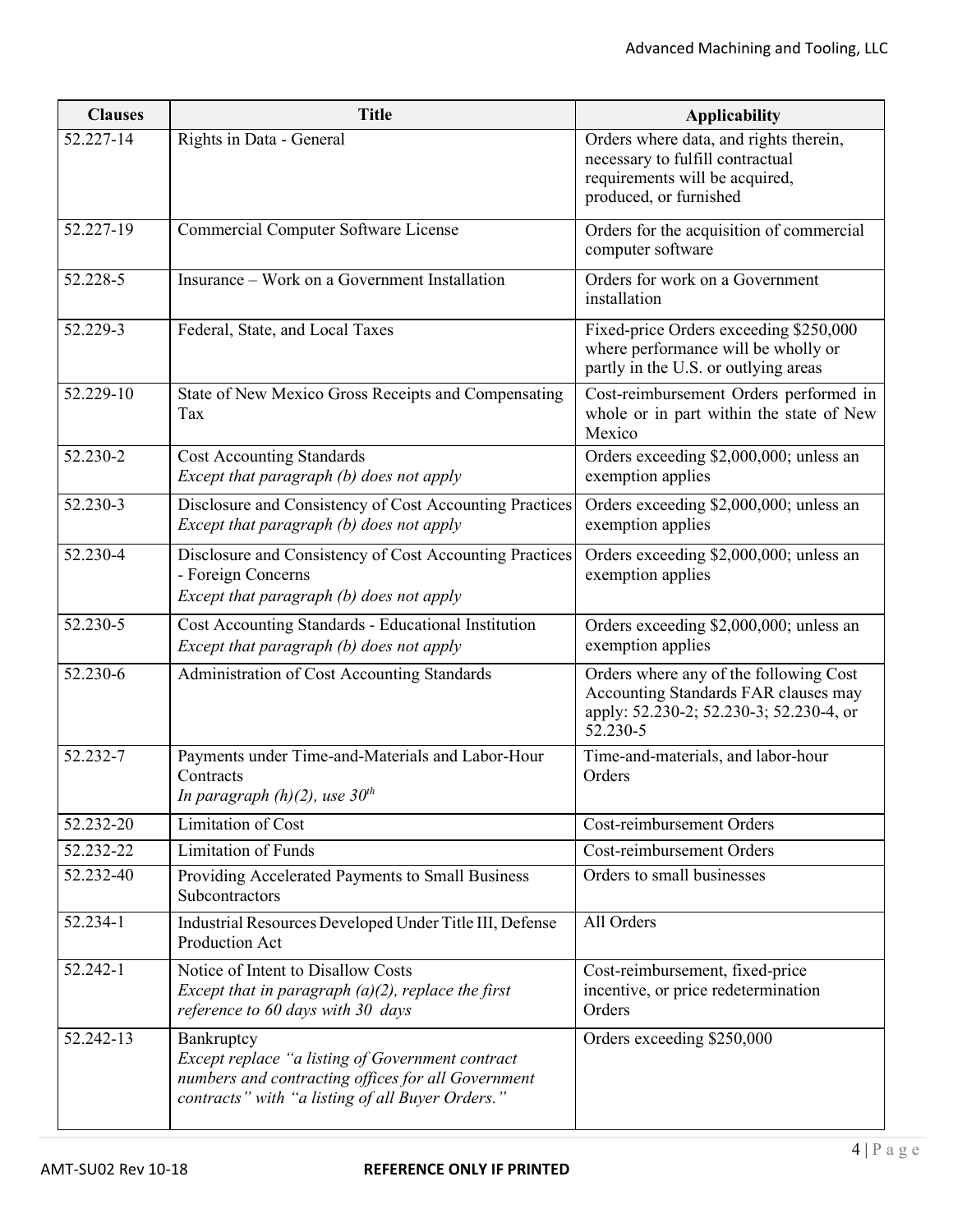| Clauses | Title | Applicability |
| --- | --- | --- |
| 52.227-14 | Rights in Data - General | Orders where data, and rights therein, necessary to fulfill contractual requirements will be acquired, produced, or furnished |
| 52.227-19 | Commercial Computer Software License | Orders for the acquisition of commercial computer software |
| 52.228-5 | Insurance – Work on a Government Installation | Orders for work on a Government installation |
| 52.229-3 | Federal, State, and Local Taxes | Fixed-price Orders exceeding $250,000 where performance will be wholly or partly in the U.S. or outlying areas |
| 52.229-10 | State of New Mexico Gross Receipts and Compensating Tax | Cost-reimbursement Orders performed in whole or in part within the state of New Mexico |
| 52.230-2 | Cost Accounting Standards<br>*Except that paragraph (b) does not apply* | Orders exceeding $2,000,000; unless an exemption applies |
| 52.230-3 | Disclosure and Consistency of Cost Accounting Practices<br>*Except that paragraph (b) does not apply* | Orders exceeding $2,000,000; unless an exemption applies |
| 52.230-4 | Disclosure and Consistency of Cost Accounting Practices - Foreign Concerns<br>*Except that paragraph (b) does not apply* | Orders exceeding $2,000,000; unless an exemption applies |
| 52.230-5 | Cost Accounting Standards - Educational Institution<br>*Except that paragraph (b) does not apply* | Orders exceeding $2,000,000; unless an exemption applies |
| 52.230-6 | Administration of Cost Accounting Standards | Orders where any of the following Cost Accounting Standards FAR clauses may apply: 52.230-2; 52.230-3; 52.230-4, or 52.230-5 |
| 52.232-7 | Payments under Time-and-Materials and Labor-Hour Contracts<br>*In paragraph (h)(2), use 30th* | Time-and-materials, and labor-hour Orders |
| 52.232-20 | Limitation of Cost | Cost-reimbursement Orders |
| 52.232-22 | Limitation of Funds | Cost-reimbursement Orders |
| 52.232-40 | Providing Accelerated Payments to Small Business Subcontractors | Orders to small businesses |
| 52.234-1 | Industrial Resources Developed Under Title III, Defense Production Act | All Orders |
| 52.242-1 | Notice of Intent to Disallow Costs<br>*Except that in paragraph (a)(2), replace the first reference to 60 days with 30 days* | Cost-reimbursement, fixed-price incentive, or price redetermination Orders |
| 52.242-13 | Bankruptcy<br>*Except replace "a listing of Government contract numbers and contracting offices for all Government contracts" with "a listing of all Buyer Orders."* | Orders exceeding $250,000 |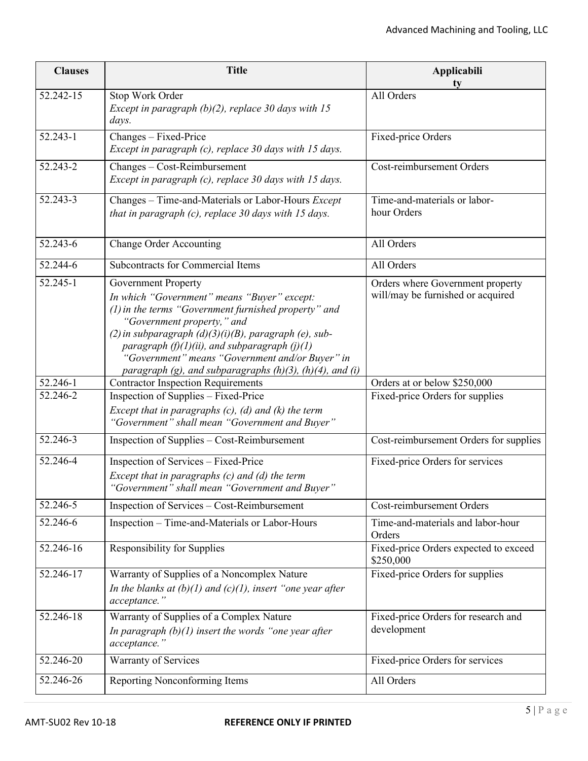| Clauses | Title | Applicability |
|---|---|---|
| 52.242-15 | Stop Work Order<br>*Except in paragraph (b)(2), replace 30 days with 15 days.* | All Orders |
| 52.243-1 | Changes – Fixed-Price<br>*Except in paragraph (c), replace 30 days with 15 days.* | Fixed-price Orders |
| 52.243-2 | Changes – Cost-Reimbursement<br>*Except in paragraph (c), replace 30 days with 15 days.* | Cost-reimbursement Orders |
| 52.243-3 | Changes – Time-and-Materials or Labor-Hours *Except that in paragraph (c), replace 30 days with 15 days.* | Time-and-materials or labor-hour Orders |
| 52.243-6 | Change Order Accounting | All Orders |
| 52.244-6 | Subcontracts for Commercial Items | All Orders |
| 52.245-1 | Government Property<br>*In which "Government" means "Buyer" except:*<br>*(1) in the terms "Government furnished property" and "Government property," and*<br>*(2) in subparagraph (d)(3)(i)(B), paragraph (e), sub-paragraph (f)(1)(ii), and subparagraph (j)(1) "Government" means "Government and/or Buyer" in paragraph (g), and subparagraphs (h)(3), (h)(4), and (i)* | Orders where Government property will/may be furnished or acquired |
| 52.246-1 | Contractor Inspection Requirements | Orders at or below $250,000 |
| 52.246-2 | Inspection of Supplies – Fixed-Price<br>*Except that in paragraphs (c), (d) and (k) the term "Government" shall mean "Government and Buyer"* | Fixed-price Orders for supplies |
| 52.246-3 | Inspection of Supplies – Cost-Reimbursement | Cost-reimbursement Orders for supplies |
| 52.246-4 | Inspection of Services – Fixed-Price<br>*Except that in paragraphs (c) and (d) the term "Government" shall mean "Government and Buyer"* | Fixed-price Orders for services |
| 52.246-5 | Inspection of Services – Cost-Reimbursement | Cost-reimbursement Orders |
| 52.246-6 | Inspection – Time-and-Materials or Labor-Hours | Time-and-materials and labor-hour Orders |
| 52.246-16 | Responsibility for Supplies | Fixed-price Orders expected to exceed $250,000 |
| 52.246-17 | Warranty of Supplies of a Noncomplex Nature<br>*In the blanks at (b)(1) and (c)(1), insert "one year after acceptance."* | Fixed-price Orders for supplies |
| 52.246-18 | Warranty of Supplies of a Complex Nature<br>*In paragraph (b)(1) insert the words "one year after acceptance."* | Fixed-price Orders for research and development |
| 52.246-20 | Warranty of Services | Fixed-price Orders for services |
| 52.246-26 | Reporting Nonconforming Items | All Orders |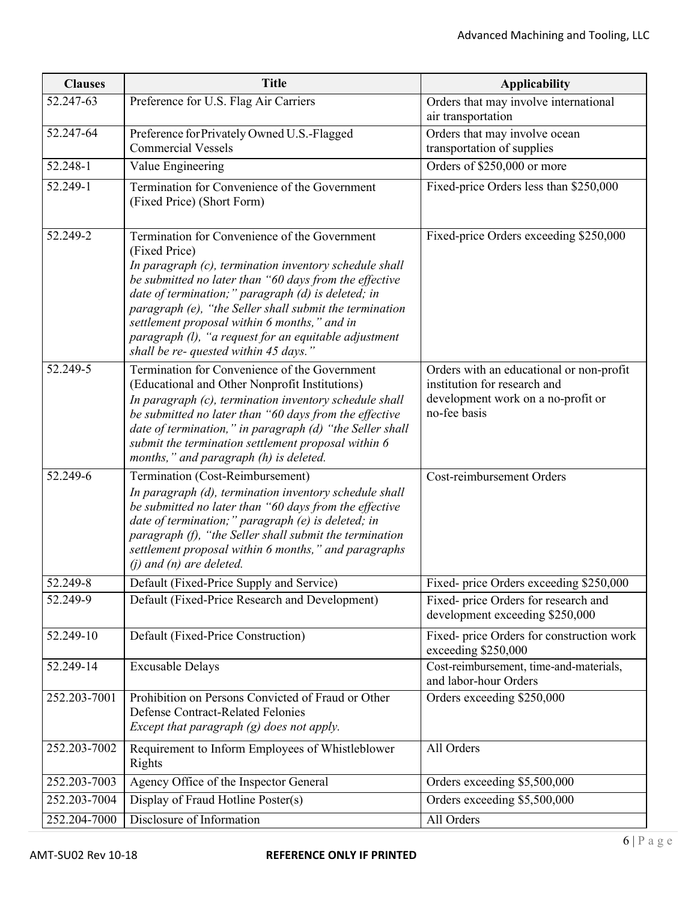| Clauses | Title | Applicability |
|---|---|---|
| 52.247-63 | Preference for U.S. Flag Air Carriers | Orders that may involve international air transportation |
| 52.247-64 | Preference for Privately Owned U.S.-Flagged Commercial Vessels | Orders that may involve ocean transportation of supplies |
| 52.248-1 | Value Engineering | Orders of $250,000 or more |
| 52.249-1 | Termination for Convenience of the Government (Fixed Price) (Short Form) | Fixed-price Orders less than $250,000 |
| 52.249-2 | Termination for Convenience of the Government (Fixed Price)<br>*In paragraph (c), termination inventory schedule shall be submitted no later than "60 days from the effective date of termination;" paragraph (d) is deleted; in paragraph (e), "the Seller shall submit the termination settlement proposal within 6 months," and in paragraph (l), "a request for an equitable adjustment shall be re- quested within 45 days."* | Fixed-price Orders exceeding $250,000 |
| 52.249-5 | Termination for Convenience of the Government (Educational and Other Nonprofit Institutions)<br>*In paragraph (c), termination inventory schedule shall be submitted no later than "60 days from the effective date of termination," in paragraph (d) "the Seller shall submit the termination settlement proposal within 6 months," and paragraph (h) is deleted.* | Orders with an educational or non-profit institution for research and development work on a no-profit or no-fee basis |
| 52.249-6 | Termination (Cost-Reimbursement)<br>*In paragraph (d), termination inventory schedule shall be submitted no later than "60 days from the effective date of termination;" paragraph (e) is deleted; in paragraph (f), "the Seller shall submit the termination settlement proposal within 6 months," and paragraphs (j) and (n) are deleted.* | Cost-reimbursement Orders |
| 52.249-8 | Default (Fixed-Price Supply and Service) | Fixed- price Orders exceeding $250,000 |
| 52.249-9 | Default (Fixed-Price Research and Development) | Fixed- price Orders for research and development exceeding $250,000 |
| 52.249-10 | Default (Fixed-Price Construction) | Fixed- price Orders for construction work exceeding $250,000 |
| 52.249-14 | Excusable Delays | Cost-reimbursement, time-and-materials, and labor-hour Orders |
| 252.203-7001 | Prohibition on Persons Convicted of Fraud or Other Defense Contract-Related Felonies<br>*Except that paragraph (g) does not apply.* | Orders exceeding $250,000 |
| 252.203-7002 | Requirement to Inform Employees of Whistleblower Rights | All Orders |
| 252.203-7003 | Agency Office of the Inspector General | Orders exceeding $5,500,000 |
| 252.203-7004 | Display of Fraud Hotline Poster(s) | Orders exceeding $5,500,000 |
| 252.204-7000 | Disclosure of Information | All Orders |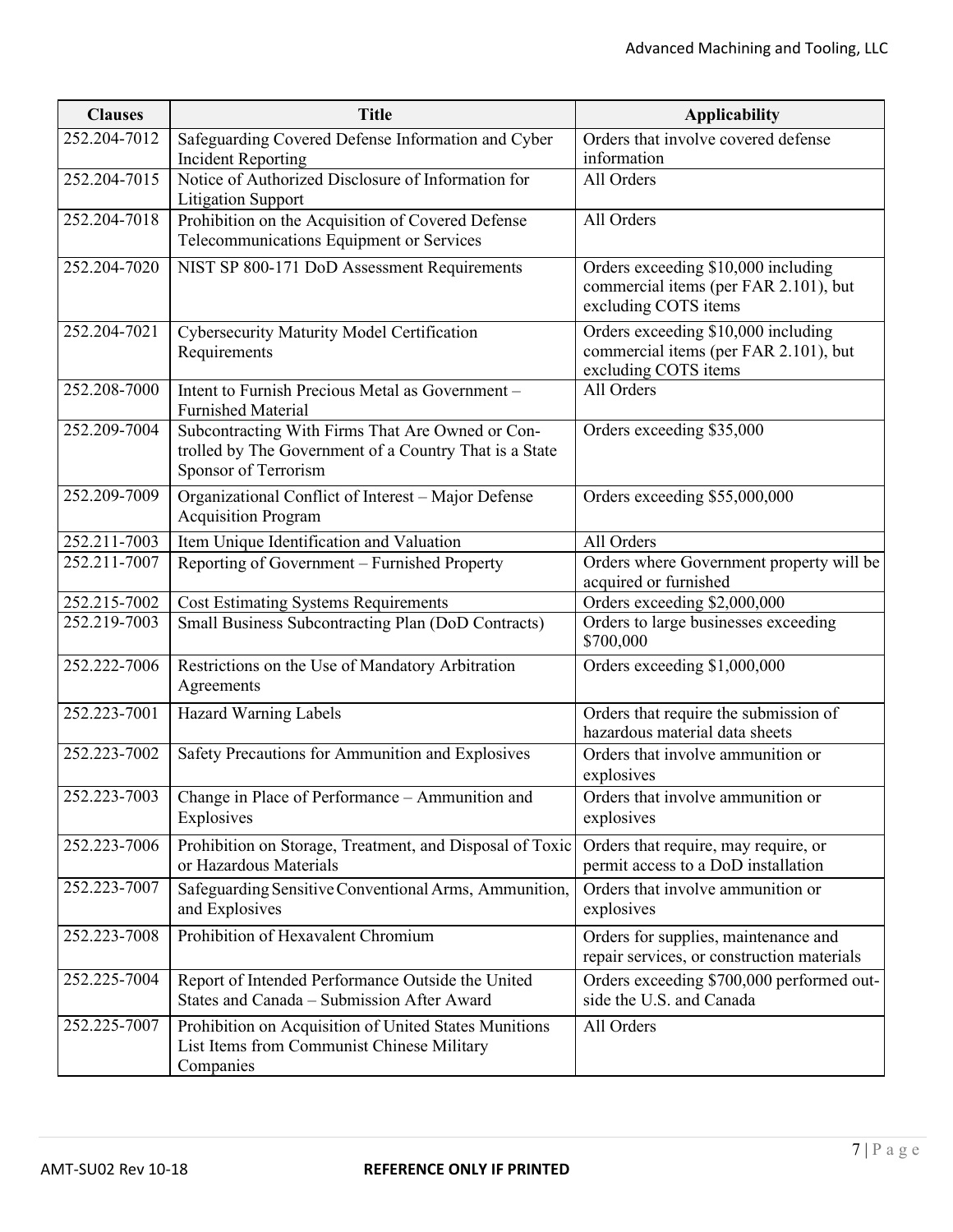| Clauses | Title | Applicability |
|---|---|---|
| 252.204-7012 | Safeguarding Covered Defense Information and Cyber Incident Reporting | Orders that involve covered defense information |
| 252.204-7015 | Notice of Authorized Disclosure of Information for Litigation Support | All Orders |
| 252.204-7018 | Prohibition on the Acquisition of Covered Defense Telecommunications Equipment or Services | All Orders |
| 252.204-7020 | NIST SP 800-171 DoD Assessment Requirements | Orders exceeding $10,000 including commercial items (per FAR 2.101), but excluding COTS items |
| 252.204-7021 | Cybersecurity Maturity Model Certification Requirements | Orders exceeding $10,000 including commercial items (per FAR 2.101), but excluding COTS items |
| 252.208-7000 | Intent to Furnish Precious Metal as Government – Furnished Material | All Orders |
| 252.209-7004 | Subcontracting With Firms That Are Owned or Con-trolled by The Government of a Country That is a State Sponsor of Terrorism | Orders exceeding $35,000 |
| 252.209-7009 | Organizational Conflict of Interest – Major Defense Acquisition Program | Orders exceeding $55,000,000 |
| 252.211-7003 | Item Unique Identification and Valuation | All Orders |
| 252.211-7007 | Reporting of Government – Furnished Property | Orders where Government property will be acquired or furnished |
| 252.215-7002 | Cost Estimating Systems Requirements | Orders exceeding $2,000,000 |
| 252.219-7003 | Small Business Subcontracting Plan (DoD Contracts) | Orders to large businesses exceeding $700,000 |
| 252.222-7006 | Restrictions on the Use of Mandatory Arbitration Agreements | Orders exceeding $1,000,000 |
| 252.223-7001 | Hazard Warning Labels | Orders that require the submission of hazardous material data sheets |
| 252.223-7002 | Safety Precautions for Ammunition and Explosives | Orders that involve ammunition or explosives |
| 252.223-7003 | Change in Place of Performance – Ammunition and Explosives | Orders that involve ammunition or explosives |
| 252.223-7006 | Prohibition on Storage, Treatment, and Disposal of Toxic or Hazardous Materials | Orders that require, may require, or permit access to a DoD installation |
| 252.223-7007 | Safeguarding Sensitive Conventional Arms, Ammunition, and Explosives | Orders that involve ammunition or explosives |
| 252.223-7008 | Prohibition of Hexavalent Chromium | Orders for supplies, maintenance and repair services, or construction materials |
| 252.225-7004 | Report of Intended Performance Outside the United States and Canada – Submission After Award | Orders exceeding $700,000 performed out-side the U.S. and Canada |
| 252.225-7007 | Prohibition on Acquisition of United States Munitions List Items from Communist Chinese Military Companies | All Orders |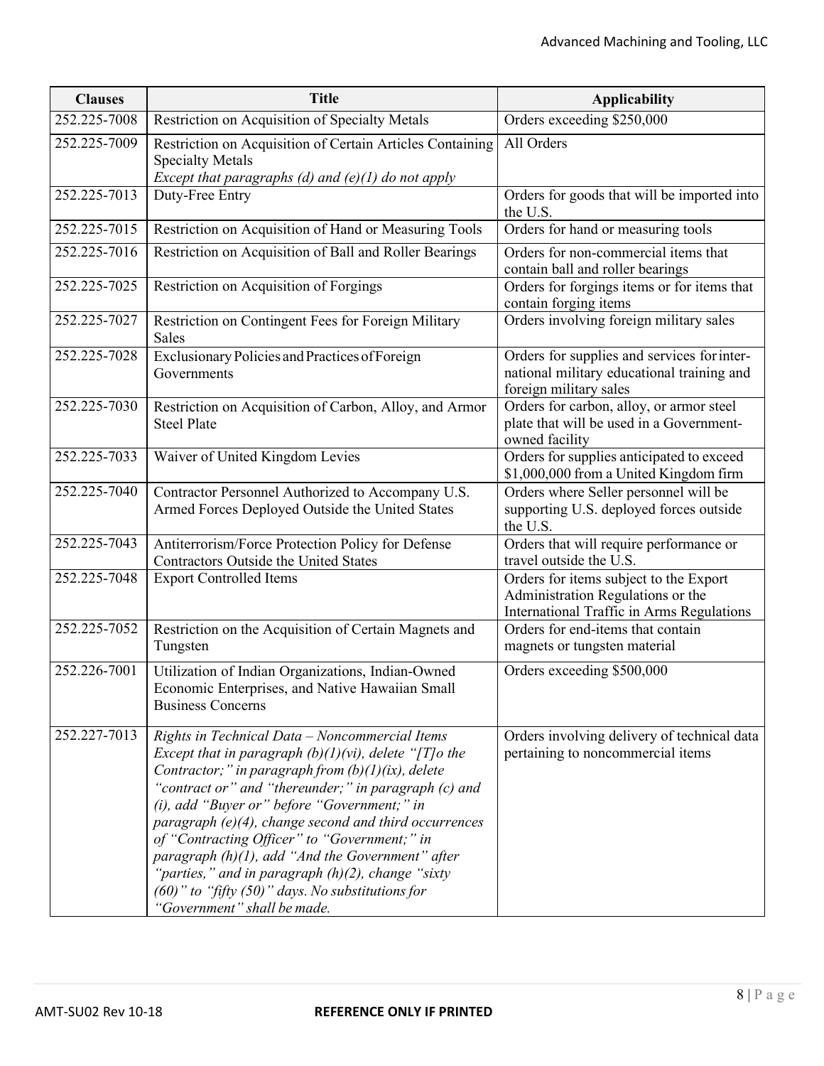| Clauses | Title | Applicability |
|---|---|---|
| 252.225-7008 | Restriction on Acquisition of Specialty Metals | Orders exceeding $250,000 |
| 252.225-7009 | Restriction on Acquisition of Certain Articles Containing Specialty Metals *Except that paragraphs (d) and (e)(1) do not apply* | All Orders |
| 252.225-7013 | Duty-Free Entry | Orders for goods that will be imported into the U.S. |
| 252.225-7015 | Restriction on Acquisition of Hand or Measuring Tools | Orders for hand or measuring tools |
| 252.225-7016 | Restriction on Acquisition of Ball and Roller Bearings | Orders for non-commercial items that contain ball and roller bearings |
| 252.225-7025 | Restriction on Acquisition of Forgings | Orders for forgings items or for items that contain forging items |
| 252.225-7027 | Restriction on Contingent Fees for Foreign Military Sales | Orders involving foreign military sales |
| 252.225-7028 | Exclusionary Policies and Practices of Foreign Governments | Orders for supplies and services for international military educational training and foreign military sales |
| 252.225-7030 | Restriction on Acquisition of Carbon, Alloy, and Armor Steel Plate | Orders for carbon, alloy, or armor steel plate that will be used in a Government-owned facility |
| 252.225-7033 | Waiver of United Kingdom Levies | Orders for supplies anticipated to exceed $1,000,000 from a United Kingdom firm |
| 252.225-7040 | Contractor Personnel Authorized to Accompany U.S. Armed Forces Deployed Outside the United States | Orders where Seller personnel will be supporting U.S. deployed forces outside the U.S. |
| 252.225-7043 | Antiterrorism/Force Protection Policy for Defense Contractors Outside the United States | Orders that will require performance or travel outside the U.S. |
| 252.225-7048 | Export Controlled Items | Orders for items subject to the Export Administration Regulations or the International Traffic in Arms Regulations |
| 252.225-7052 | Restriction on the Acquisition of Certain Magnets and Tungsten | Orders for end-items that contain magnets or tungsten material |
| 252.226-7001 | Utilization of Indian Organizations, Indian-Owned Economic Enterprises, and Native Hawaiian Small Business Concerns | Orders exceeding $500,000 |
| 252.227-7013 | *Rights in Technical Data – Noncommercial Items Except that in paragraph (b)(1)(vi), delete "[T]o the Contractor;" in paragraph from (b)(1)(ix), delete "contract or" and "thereunder;" in paragraph (c) and (i), add "Buyer or" before "Government;" in paragraph (e)(4), change second and third occurrences of "Contracting Officer" to "Government;" in paragraph (h)(1), add "And the Government" after "parties," and in paragraph (h)(2), change "sixty (60)" to "fifty (50)" days. No substitutions for "Government" shall be made.* | Orders involving delivery of technical data pertaining to noncommercial items |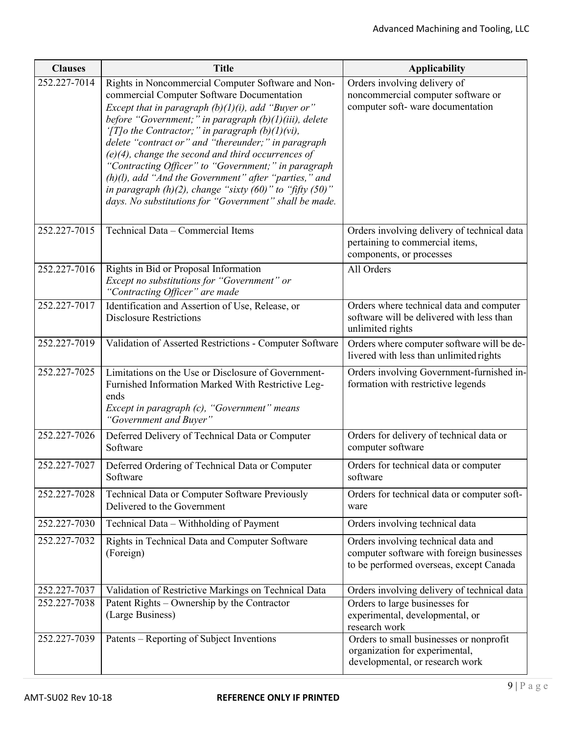| Clauses | Title | Applicability |
|---|---|---|
| 252.227-7014 | Rights in Noncommercial Computer Software and Non-commercial Computer Software Documentation *Except that in paragraph (b)(1)(i), add "Buyer or" before "Government;" in paragraph (b)(1)(iii), delete '[T]o the Contractor;" in paragraph (b)(1)(vi), delete "contract or" and "thereunder;" in paragraph (e)(4), change the second and third occurrences of "Contracting Officer" to "Government;" in paragraph (h)(l), add "And the Government" after "parties," and in paragraph (h)(2), change "sixty (60)" to "fifty (50)" days. No substitutions for "Government" shall be made.* | Orders involving delivery of noncommercial computer software or computer soft- ware documentation |
| 252.227-7015 | Technical Data – Commercial Items | Orders involving delivery of technical data pertaining to commercial items, components, or processes |
| 252.227-7016 | Rights in Bid or Proposal Information *Except no substitutions for "Government" or "Contracting Officer" are made* | All Orders |
| 252.227-7017 | Identification and Assertion of Use, Release, or Disclosure Restrictions | Orders where technical data and computer software will be delivered with less than unlimited rights |
| 252.227-7019 | Validation of Asserted Restrictions - Computer Software | Orders where computer software will be de-livered with less than unlimited rights |
| 252.227-7025 | Limitations on the Use or Disclosure of Government-Furnished Information Marked With Restrictive Leg-ends *Except in paragraph (c), "Government" means "Government and Buyer"* | Orders involving Government-furnished in-formation with restrictive legends |
| 252.227-7026 | Deferred Delivery of Technical Data or Computer Software | Orders for delivery of technical data or computer software |
| 252.227-7027 | Deferred Ordering of Technical Data or Computer Software | Orders for technical data or computer software |
| 252.227-7028 | Technical Data or Computer Software Previously Delivered to the Government | Orders for technical data or computer soft-ware |
| 252.227-7030 | Technical Data – Withholding of Payment | Orders involving technical data |
| 252.227-7032 | Rights in Technical Data and Computer Software (Foreign) | Orders involving technical data and computer software with foreign businesses to be performed overseas, except Canada |
| 252.227-7037 | Validation of Restrictive Markings on Technical Data | Orders involving delivery of technical data |
| 252.227-7038 | Patent Rights – Ownership by the Contractor (Large Business) | Orders to large businesses for experimental, developmental, or research work |
| 252.227-7039 | Patents – Reporting of Subject Inventions | Orders to small businesses or nonprofit organization for experimental, developmental, or research work |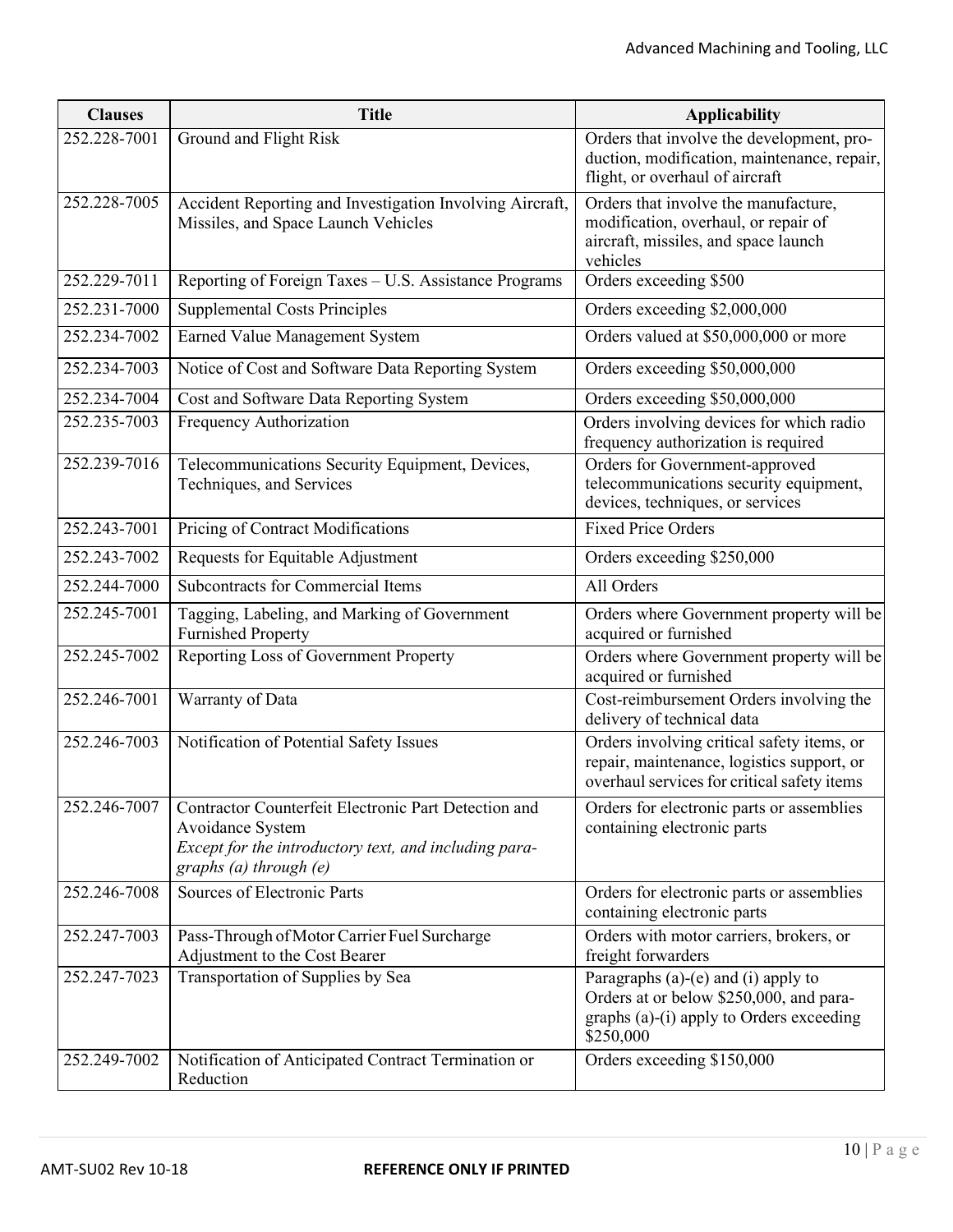| Clauses | Title | Applicability |
|---|---|---|
| 252.228-7001 | Ground and Flight Risk | Orders that involve the development, production, modification, maintenance, repair, flight, or overhaul of aircraft |
| 252.228-7005 | Accident Reporting and Investigation Involving Aircraft, Missiles, and Space Launch Vehicles | Orders that involve the manufacture, modification, overhaul, or repair of aircraft, missiles, and space launch vehicles |
| 252.229-7011 | Reporting of Foreign Taxes – U.S. Assistance Programs | Orders exceeding $500 |
| 252.231-7000 | Supplemental Costs Principles | Orders exceeding $2,000,000 |
| 252.234-7002 | Earned Value Management System | Orders valued at $50,000,000 or more |
| 252.234-7003 | Notice of Cost and Software Data Reporting System | Orders exceeding $50,000,000 |
| 252.234-7004 | Cost and Software Data Reporting System | Orders exceeding $50,000,000 |
| 252.235-7003 | Frequency Authorization | Orders involving devices for which radio frequency authorization is required |
| 252.239-7016 | Telecommunications Security Equipment, Devices, Techniques, and Services | Orders for Government-approved telecommunications security equipment, devices, techniques, or services |
| 252.243-7001 | Pricing of Contract Modifications | Fixed Price Orders |
| 252.243-7002 | Requests for Equitable Adjustment | Orders exceeding $250,000 |
| 252.244-7000 | Subcontracts for Commercial Items | All Orders |
| 252.245-7001 | Tagging, Labeling, and Marking of Government Furnished Property | Orders where Government property will be acquired or furnished |
| 252.245-7002 | Reporting Loss of Government Property | Orders where Government property will be acquired or furnished |
| 252.246-7001 | Warranty of Data | Cost-reimbursement Orders involving the delivery of technical data |
| 252.246-7003 | Notification of Potential Safety Issues | Orders involving critical safety items, or repair, maintenance, logistics support, or overhaul services for critical safety items |
| 252.246-7007 | Contractor Counterfeit Electronic Part Detection and Avoidance System *Except for the introductory text, and including paragraphs (a) through (e)* | Orders for electronic parts or assemblies containing electronic parts |
| 252.246-7008 | Sources of Electronic Parts | Orders for electronic parts or assemblies containing electronic parts |
| 252.247-7003 | Pass-Through of Motor Carrier Fuel Surcharge Adjustment to the Cost Bearer | Orders with motor carriers, brokers, or freight forwarders |
| 252.247-7023 | Transportation of Supplies by Sea | Paragraphs (a)-(e) and (i) apply to Orders at or below $250,000, and paragraphs (a)-(i) apply to Orders exceeding $250,000 |
| 252.249-7002 | Notification of Anticipated Contract Termination or Reduction | Orders exceeding $150,000 |